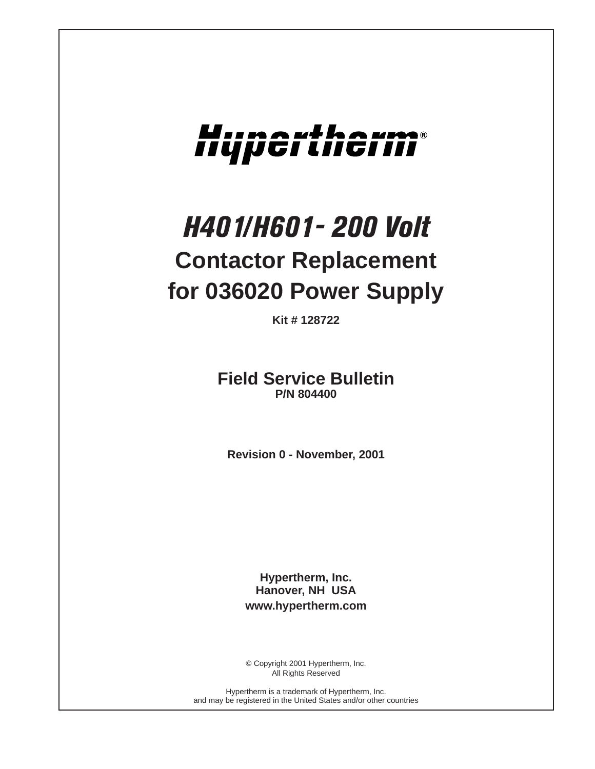# Hypertherm®

## H401/H601- 200 Volt

## Contactor Replacement for 036020 Power Supply

**Kit # 128722**

## Field Service Bulletin

**P/N 804400**

**Revision 0 - November, 2001**

**Hypertherm, Inc.**
**Hanover, NH USA**
**www.hypertherm.com**

© Copyright 2001 Hypertherm, Inc.
All Rights Reserved

Hypertherm is a trademark of Hypertherm, Inc.
and may be registered in the United States and/or other countries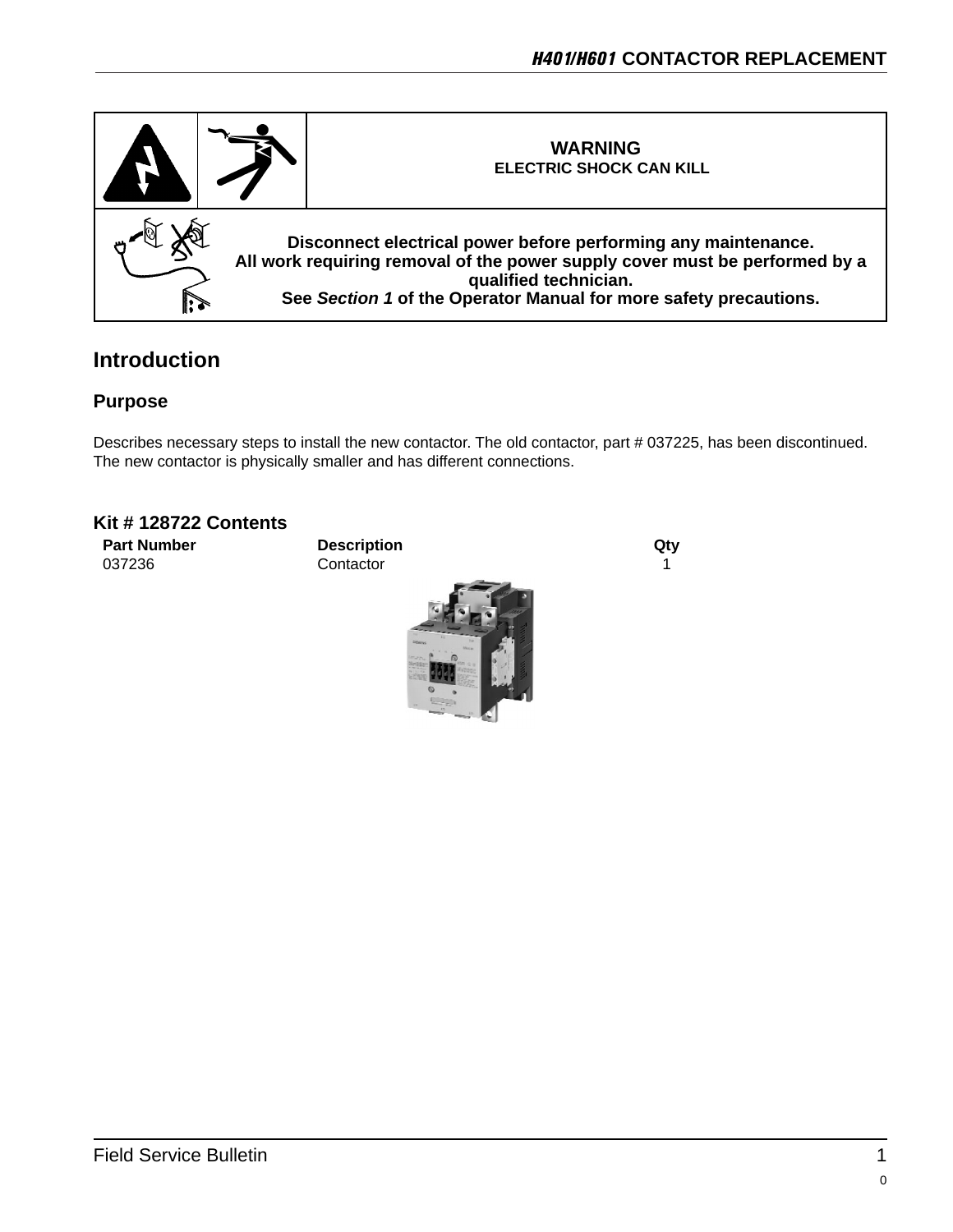| WARNING<br>ELECTRIC SHOCK CAN KILL |
|---|
| **Disconnect electrical power before performing any maintenance.**<br>**All work requiring removal of the power supply cover must be performed by a qualified technician.**<br>**See *Section 1* of the Operator Manual for more safety precautions.** |

## Introduction

### Purpose

Describes necessary steps to install the new contactor. The old contactor, part # 037225, has been discontinued. The new contactor is physically smaller and has different connections.

### Kit # 128722 Contents

| Part Number | Description | Qty |
|---|---|---|
| 037236 | Contactor | 1 |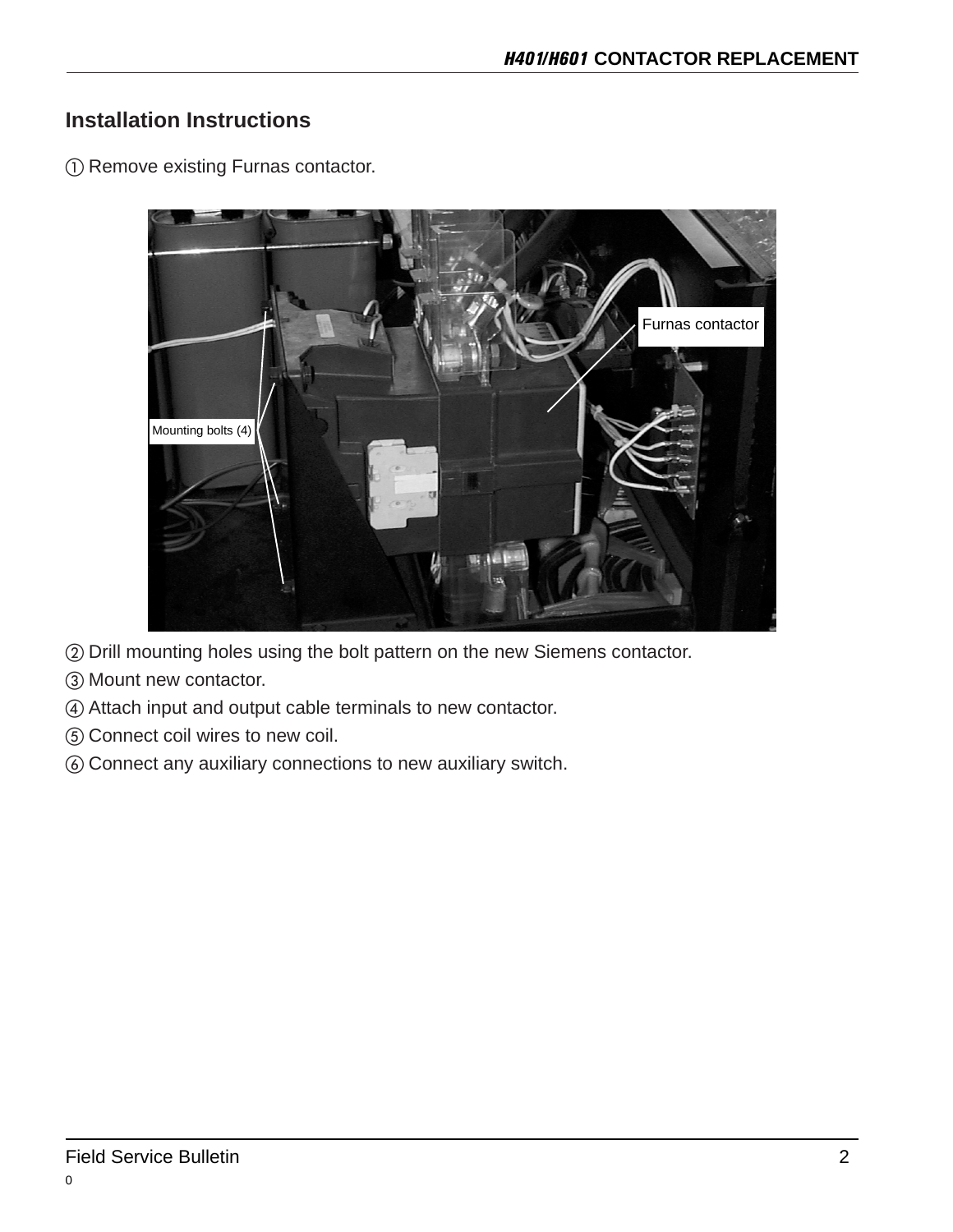## Installation Instructions

① Remove existing Furnas contactor.

Furnas contactor

Mounting bolts (4)

② Drill mounting holes using the bolt pattern on the new Siemens contactor.

③ Mount new contactor.

④ Attach input and output cable terminals to new contactor.

⑤ Connect coil wires to new coil.

⑥ Connect any auxiliary connections to new auxiliary switch.